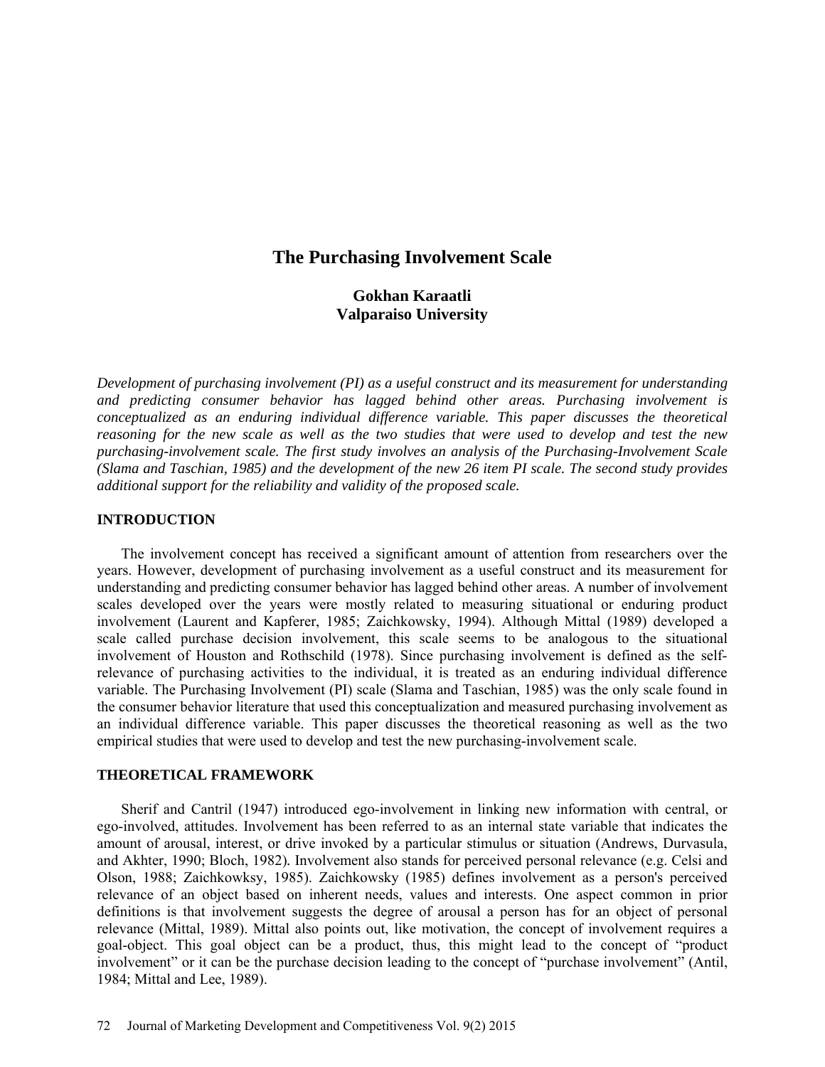# The Purchasing Involvement Scale

**Gokhan Karaatli**
**Valparaiso University**

*Development of purchasing involvement (PI) as a useful construct and its measurement for understanding and predicting consumer behavior has lagged behind other areas. Purchasing involvement is conceptualized as an enduring individual difference variable. This paper discusses the theoretical reasoning for the new scale as well as the two studies that were used to develop and test the new purchasing-involvement scale. The first study involves an analysis of the Purchasing-Involvement Scale (Slama and Taschian, 1985) and the development of the new 26 item PI scale. The second study provides additional support for the reliability and validity of the proposed scale.*

## INTRODUCTION

The involvement concept has received a significant amount of attention from researchers over the years. However, development of purchasing involvement as a useful construct and its measurement for understanding and predicting consumer behavior has lagged behind other areas. A number of involvement scales developed over the years were mostly related to measuring situational or enduring product involvement (Laurent and Kapferer, 1985; Zaichkowsky, 1994). Although Mittal (1989) developed a scale called purchase decision involvement, this scale seems to be analogous to the situational involvement of Houston and Rothschild (1978). Since purchasing involvement is defined as the self-relevance of purchasing activities to the individual, it is treated as an enduring individual difference variable. The Purchasing Involvement (PI) scale (Slama and Taschian, 1985) was the only scale found in the consumer behavior literature that used this conceptualization and measured purchasing involvement as an individual difference variable. This paper discusses the theoretical reasoning as well as the two empirical studies that were used to develop and test the new purchasing-involvement scale.

## THEORETICAL FRAMEWORK

Sherif and Cantril (1947) introduced ego-involvement in linking new information with central, or ego-involved, attitudes. Involvement has been referred to as an internal state variable that indicates the amount of arousal, interest, or drive invoked by a particular stimulus or situation (Andrews, Durvasula, and Akhter, 1990; Bloch, 1982). Involvement also stands for perceived personal relevance (e.g. Celsi and Olson, 1988; Zaichkowksy, 1985). Zaichkowsky (1985) defines involvement as a person's perceived relevance of an object based on inherent needs, values and interests. One aspect common in prior definitions is that involvement suggests the degree of arousal a person has for an object of personal relevance (Mittal, 1989). Mittal also points out, like motivation, the concept of involvement requires a goal-object. This goal object can be a product, thus, this might lead to the concept of "product involvement" or it can be the purchase decision leading to the concept of "purchase involvement" (Antil, 1984; Mittal and Lee, 1989).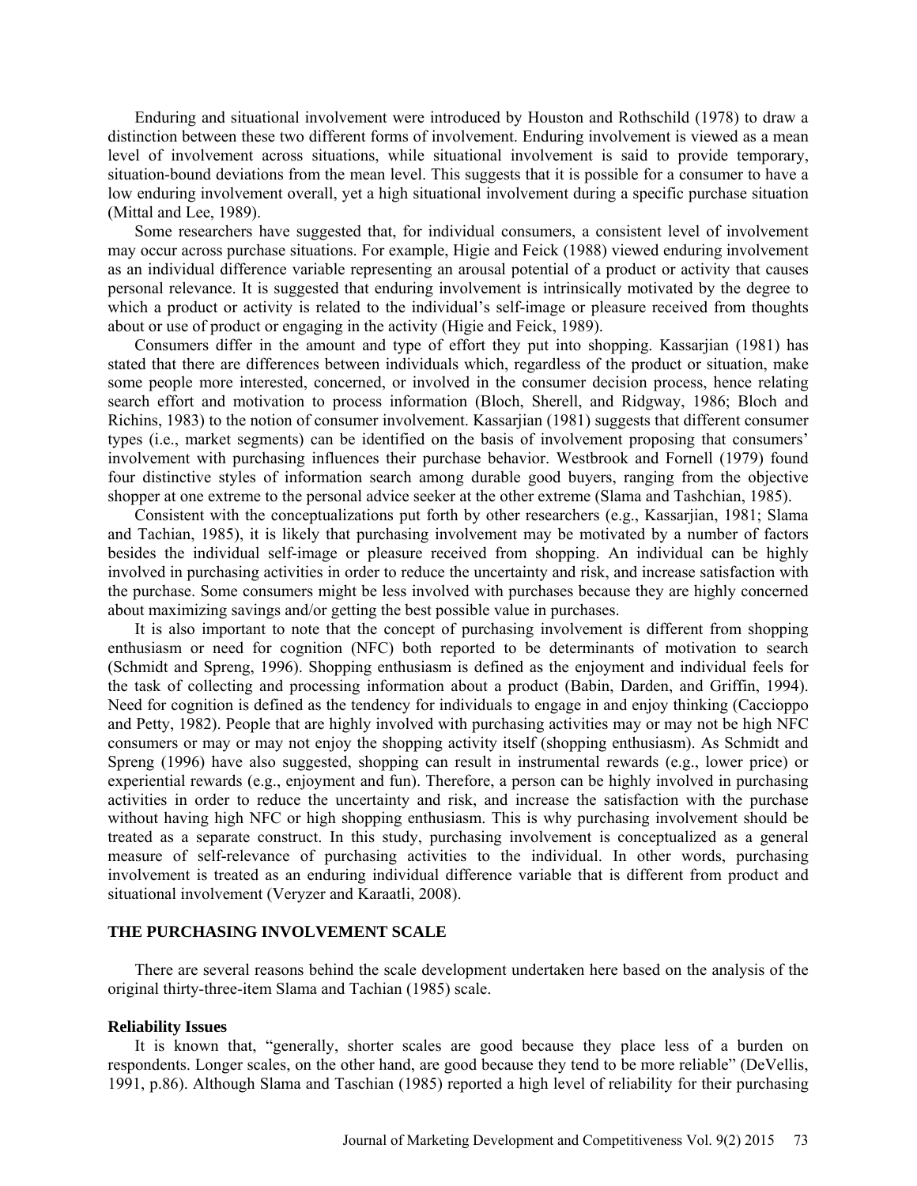Enduring and situational involvement were introduced by Houston and Rothschild (1978) to draw a distinction between these two different forms of involvement. Enduring involvement is viewed as a mean level of involvement across situations, while situational involvement is said to provide temporary, situation-bound deviations from the mean level. This suggests that it is possible for a consumer to have a low enduring involvement overall, yet a high situational involvement during a specific purchase situation (Mittal and Lee, 1989).

Some researchers have suggested that, for individual consumers, a consistent level of involvement may occur across purchase situations. For example, Higie and Feick (1988) viewed enduring involvement as an individual difference variable representing an arousal potential of a product or activity that causes personal relevance. It is suggested that enduring involvement is intrinsically motivated by the degree to which a product or activity is related to the individual's self-image or pleasure received from thoughts about or use of product or engaging in the activity (Higie and Feick, 1989).

Consumers differ in the amount and type of effort they put into shopping. Kassarjian (1981) has stated that there are differences between individuals which, regardless of the product or situation, make some people more interested, concerned, or involved in the consumer decision process, hence relating search effort and motivation to process information (Bloch, Sherell, and Ridgway, 1986; Bloch and Richins, 1983) to the notion of consumer involvement. Kassarjian (1981) suggests that different consumer types (i.e., market segments) can be identified on the basis of involvement proposing that consumers' involvement with purchasing influences their purchase behavior. Westbrook and Fornell (1979) found four distinctive styles of information search among durable good buyers, ranging from the objective shopper at one extreme to the personal advice seeker at the other extreme (Slama and Tashchian, 1985).

Consistent with the conceptualizations put forth by other researchers (e.g., Kassarjian, 1981; Slama and Tachian, 1985), it is likely that purchasing involvement may be motivated by a number of factors besides the individual self-image or pleasure received from shopping. An individual can be highly involved in purchasing activities in order to reduce the uncertainty and risk, and increase satisfaction with the purchase. Some consumers might be less involved with purchases because they are highly concerned about maximizing savings and/or getting the best possible value in purchases.

It is also important to note that the concept of purchasing involvement is different from shopping enthusiasm or need for cognition (NFC) both reported to be determinants of motivation to search (Schmidt and Spreng, 1996). Shopping enthusiasm is defined as the enjoyment and individual feels for the task of collecting and processing information about a product (Babin, Darden, and Griffin, 1994). Need for cognition is defined as the tendency for individuals to engage in and enjoy thinking (Caccioppo and Petty, 1982). People that are highly involved with purchasing activities may or may not be high NFC consumers or may or may not enjoy the shopping activity itself (shopping enthusiasm). As Schmidt and Spreng (1996) have also suggested, shopping can result in instrumental rewards (e.g., lower price) or experiential rewards (e.g., enjoyment and fun). Therefore, a person can be highly involved in purchasing activities in order to reduce the uncertainty and risk, and increase the satisfaction with the purchase without having high NFC or high shopping enthusiasm. This is why purchasing involvement should be treated as a separate construct. In this study, purchasing involvement is conceptualized as a general measure of self-relevance of purchasing activities to the individual. In other words, purchasing involvement is treated as an enduring individual difference variable that is different from product and situational involvement (Veryzer and Karaatli, 2008).

## THE PURCHASING INVOLVEMENT SCALE

There are several reasons behind the scale development undertaken here based on the analysis of the original thirty-three-item Slama and Tachian (1985) scale.

### Reliability Issues

It is known that, "generally, shorter scales are good because they place less of a burden on respondents. Longer scales, on the other hand, are good because they tend to be more reliable" (DeVellis, 1991, p.86). Although Slama and Taschian (1985) reported a high level of reliability for their purchasing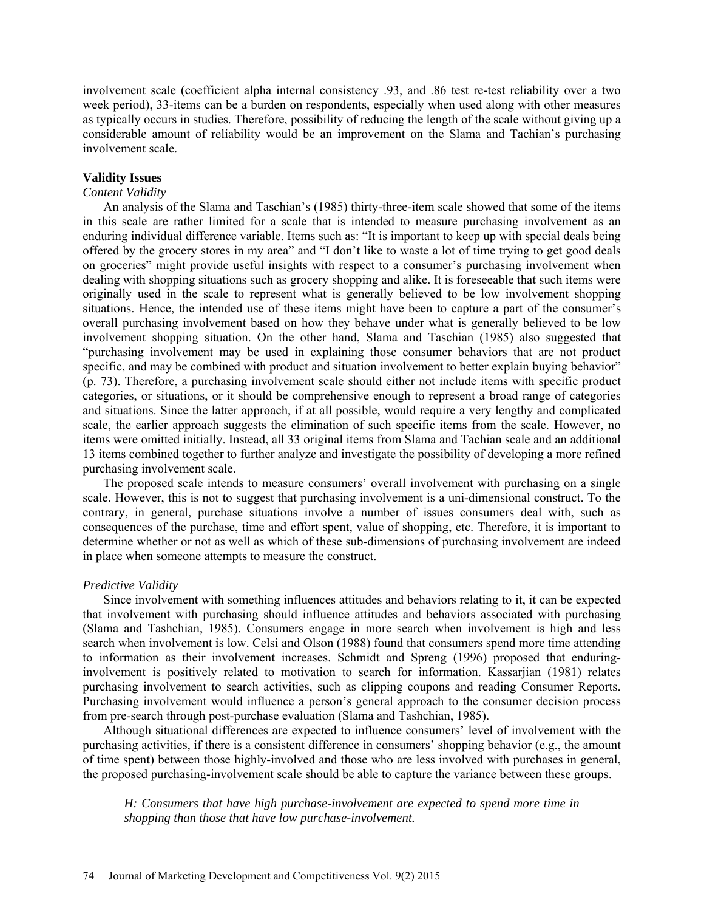involvement scale (coefficient alpha internal consistency .93, and .86 test re-test reliability over a two week period), 33-items can be a burden on respondents, especially when used along with other measures as typically occurs in studies. Therefore, possibility of reducing the length of the scale without giving up a considerable amount of reliability would be an improvement on the Slama and Tachian's purchasing involvement scale.

### Validity Issues

*Content Validity*

An analysis of the Slama and Taschian's (1985) thirty-three-item scale showed that some of the items in this scale are rather limited for a scale that is intended to measure purchasing involvement as an enduring individual difference variable. Items such as: "It is important to keep up with special deals being offered by the grocery stores in my area" and "I don't like to waste a lot of time trying to get good deals on groceries" might provide useful insights with respect to a consumer's purchasing involvement when dealing with shopping situations such as grocery shopping and alike. It is foreseeable that such items were originally used in the scale to represent what is generally believed to be low involvement shopping situations. Hence, the intended use of these items might have been to capture a part of the consumer's overall purchasing involvement based on how they behave under what is generally believed to be low involvement shopping situation. On the other hand, Slama and Taschian (1985) also suggested that "purchasing involvement may be used in explaining those consumer behaviors that are not product specific, and may be combined with product and situation involvement to better explain buying behavior" (p. 73). Therefore, a purchasing involvement scale should either not include items with specific product categories, or situations, or it should be comprehensive enough to represent a broad range of categories and situations. Since the latter approach, if at all possible, would require a very lengthy and complicated scale, the earlier approach suggests the elimination of such specific items from the scale. However, no items were omitted initially. Instead, all 33 original items from Slama and Tachian scale and an additional 13 items combined together to further analyze and investigate the possibility of developing a more refined purchasing involvement scale.

The proposed scale intends to measure consumers' overall involvement with purchasing on a single scale. However, this is not to suggest that purchasing involvement is a uni-dimensional construct. To the contrary, in general, purchase situations involve a number of issues consumers deal with, such as consequences of the purchase, time and effort spent, value of shopping, etc. Therefore, it is important to determine whether or not as well as which of these sub-dimensions of purchasing involvement are indeed in place when someone attempts to measure the construct.

*Predictive Validity*

Since involvement with something influences attitudes and behaviors relating to it, it can be expected that involvement with purchasing should influence attitudes and behaviors associated with purchasing (Slama and Tashchian, 1985). Consumers engage in more search when involvement is high and less search when involvement is low. Celsi and Olson (1988) found that consumers spend more time attending to information as their involvement increases. Schmidt and Spreng (1996) proposed that enduring-involvement is positively related to motivation to search for information. Kassarjian (1981) relates purchasing involvement to search activities, such as clipping coupons and reading Consumer Reports. Purchasing involvement would influence a person's general approach to the consumer decision process from pre-search through post-purchase evaluation (Slama and Tashchian, 1985).

Although situational differences are expected to influence consumers' level of involvement with the purchasing activities, if there is a consistent difference in consumers' shopping behavior (e.g., the amount of time spent) between those highly-involved and those who are less involved with purchases in general, the proposed purchasing-involvement scale should be able to capture the variance between these groups.

> *H: Consumers that have high purchase-involvement are expected to spend more time in shopping than those that have low purchase-involvement.*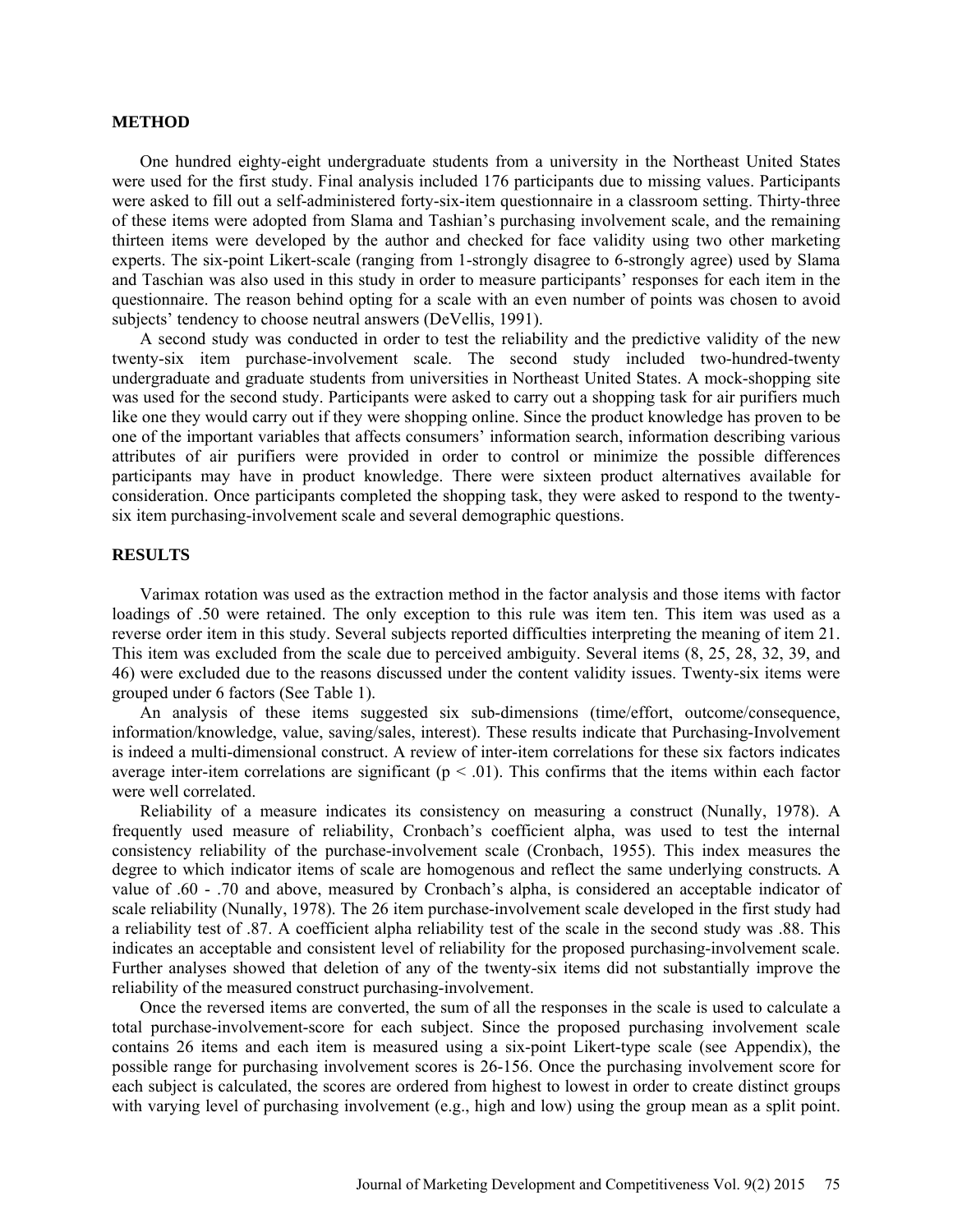## METHOD

One hundred eighty-eight undergraduate students from a university in the Northeast United States were used for the first study. Final analysis included 176 participants due to missing values. Participants were asked to fill out a self-administered forty-six-item questionnaire in a classroom setting. Thirty-three of these items were adopted from Slama and Tashian's purchasing involvement scale, and the remaining thirteen items were developed by the author and checked for face validity using two other marketing experts. The six-point Likert-scale (ranging from 1-strongly disagree to 6-strongly agree) used by Slama and Taschian was also used in this study in order to measure participants' responses for each item in the questionnaire. The reason behind opting for a scale with an even number of points was chosen to avoid subjects' tendency to choose neutral answers (DeVellis, 1991).

A second study was conducted in order to test the reliability and the predictive validity of the new twenty-six item purchase-involvement scale. The second study included two-hundred-twenty undergraduate and graduate students from universities in Northeast United States. A mock-shopping site was used for the second study. Participants were asked to carry out a shopping task for air purifiers much like one they would carry out if they were shopping online. Since the product knowledge has proven to be one of the important variables that affects consumers' information search, information describing various attributes of air purifiers were provided in order to control or minimize the possible differences participants may have in product knowledge. There were sixteen product alternatives available for consideration. Once participants completed the shopping task, they were asked to respond to the twenty-six item purchasing-involvement scale and several demographic questions.

## RESULTS

Varimax rotation was used as the extraction method in the factor analysis and those items with factor loadings of .50 were retained. The only exception to this rule was item ten. This item was used as a reverse order item in this study. Several subjects reported difficulties interpreting the meaning of item 21. This item was excluded from the scale due to perceived ambiguity. Several items (8, 25, 28, 32, 39, and 46) were excluded due to the reasons discussed under the content validity issues. Twenty-six items were grouped under 6 factors (See Table 1).

An analysis of these items suggested six sub-dimensions (time/effort, outcome/consequence, information/knowledge, value, saving/sales, interest). These results indicate that Purchasing-Involvement is indeed a multi-dimensional construct. A review of inter-item correlations for these six factors indicates average inter-item correlations are significant ($p < .01$). This confirms that the items within each factor were well correlated.

Reliability of a measure indicates its consistency on measuring a construct (Nunally, 1978). A frequently used measure of reliability, Cronbach's coefficient alpha, was used to test the internal consistency reliability of the purchase-involvement scale (Cronbach, 1955). This index measures the degree to which indicator items of scale are homogenous and reflect the same underlying constructs. A value of .60 - .70 and above, measured by Cronbach's alpha, is considered an acceptable indicator of scale reliability (Nunally, 1978). The 26 item purchase-involvement scale developed in the first study had a reliability test of .87. A coefficient alpha reliability test of the scale in the second study was .88. This indicates an acceptable and consistent level of reliability for the proposed purchasing-involvement scale. Further analyses showed that deletion of any of the twenty-six items did not substantially improve the reliability of the measured construct purchasing-involvement.

Once the reversed items are converted, the sum of all the responses in the scale is used to calculate a total purchase-involvement-score for each subject. Since the proposed purchasing involvement scale contains 26 items and each item is measured using a six-point Likert-type scale (see Appendix), the possible range for purchasing involvement scores is 26-156. Once the purchasing involvement score for each subject is calculated, the scores are ordered from highest to lowest in order to create distinct groups with varying level of purchasing involvement (e.g., high and low) using the group mean as a split point.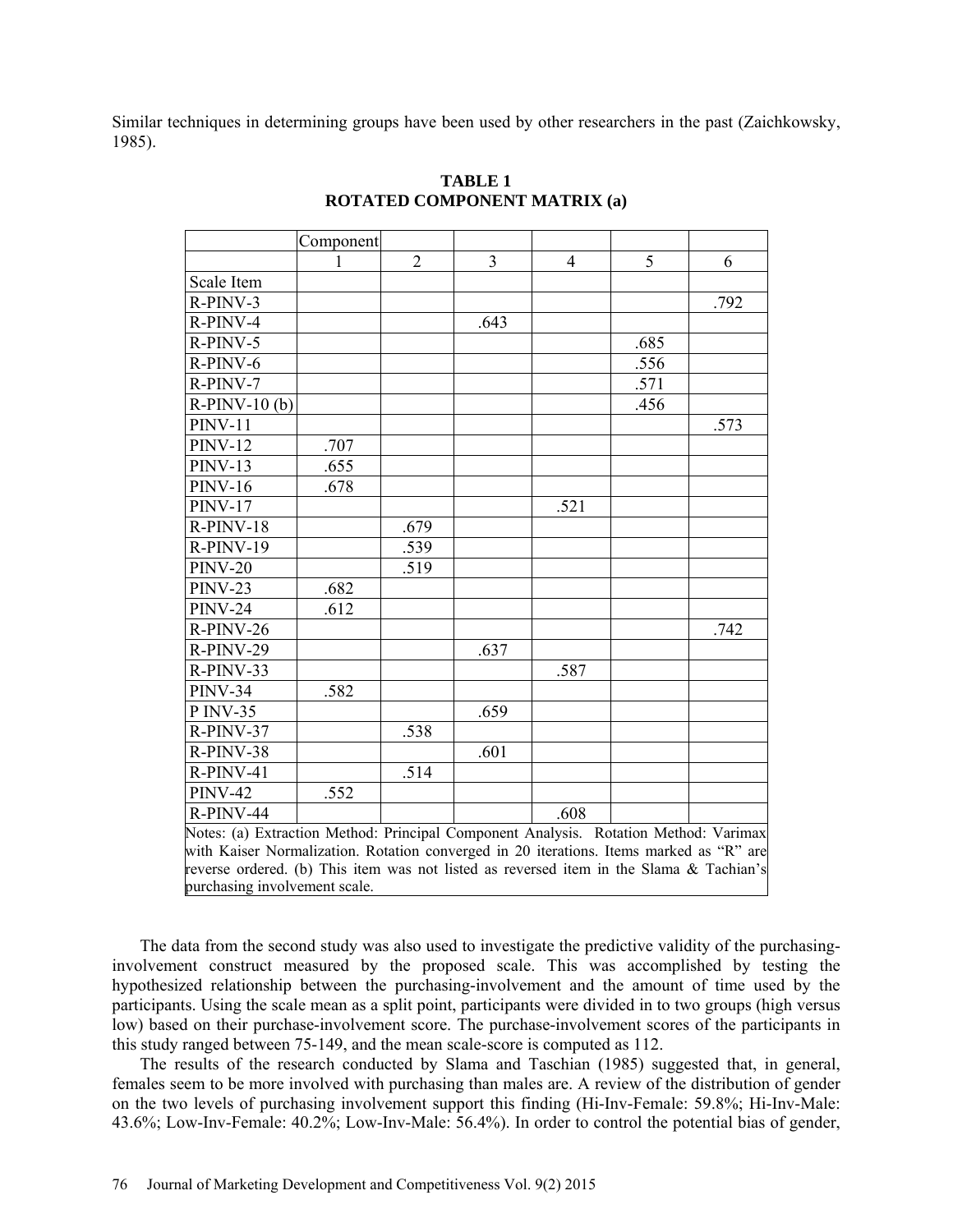Similar techniques in determining groups have been used by other researchers in the past (Zaichkowsky, 1985).

**TABLE 1**
**ROTATED COMPONENT MATRIX (a)**

| | Component | | | | | |
|---|---|---|---|---|---|---|
| | 1 | 2 | 3 | 4 | 5 | 6 |
| Scale Item | | | | | | |
| R-PINV-3 | | | | | | .792 |
| R-PINV-4 | | | .643 | | | |
| R-PINV-5 | | | | | .685 | |
| R-PINV-6 | | | | | .556 | |
| R-PINV-7 | | | | | .571 | |
| R-PINV-10 (b) | | | | | .456 | |
| PINV-11 | | | | | | .573 |
| PINV-12 | .707 | | | | | |
| PINV-13 | .655 | | | | | |
| PINV-16 | .678 | | | | | |
| PINV-17 | | | | .521 | | |
| R-PINV-18 | | .679 | | | | |
| R-PINV-19 | | .539 | | | | |
| PINV-20 | | .519 | | | | |
| PINV-23 | .682 | | | | | |
| PINV-24 | .612 | | | | | |
| R-PINV-26 | | | | | | .742 |
| R-PINV-29 | | | .637 | | | |
| R-PINV-33 | | | | .587 | | |
| PINV-34 | .582 | | | | | |
| P INV-35 | | | .659 | | | |
| R-PINV-37 | | .538 | | | | |
| R-PINV-38 | | | .601 | | | |
| R-PINV-41 | | .514 | | | | |
| PINV-42 | .552 | | | | | |
| R-PINV-44 | | | | .608 | | |

Notes: (a) Extraction Method: Principal Component Analysis. Rotation Method: Varimax with Kaiser Normalization. Rotation converged in 20 iterations. Items marked as "R" are reverse ordered. (b) This item was not listed as reversed item in the Slama & Tachian's purchasing involvement scale.

The data from the second study was also used to investigate the predictive validity of the purchasing-involvement construct measured by the proposed scale. This was accomplished by testing the hypothesized relationship between the purchasing-involvement and the amount of time used by the participants. Using the scale mean as a split point, participants were divided in to two groups (high versus low) based on their purchase-involvement score. The purchase-involvement scores of the participants in this study ranged between 75-149, and the mean scale-score is computed as 112.

The results of the research conducted by Slama and Taschian (1985) suggested that, in general, females seem to be more involved with purchasing than males are. A review of the distribution of gender on the two levels of purchasing involvement support this finding (Hi-Inv-Female: 59.8%; Hi-Inv-Male: 43.6%; Low-Inv-Female: 40.2%; Low-Inv-Male: 56.4%). In order to control the potential bias of gender,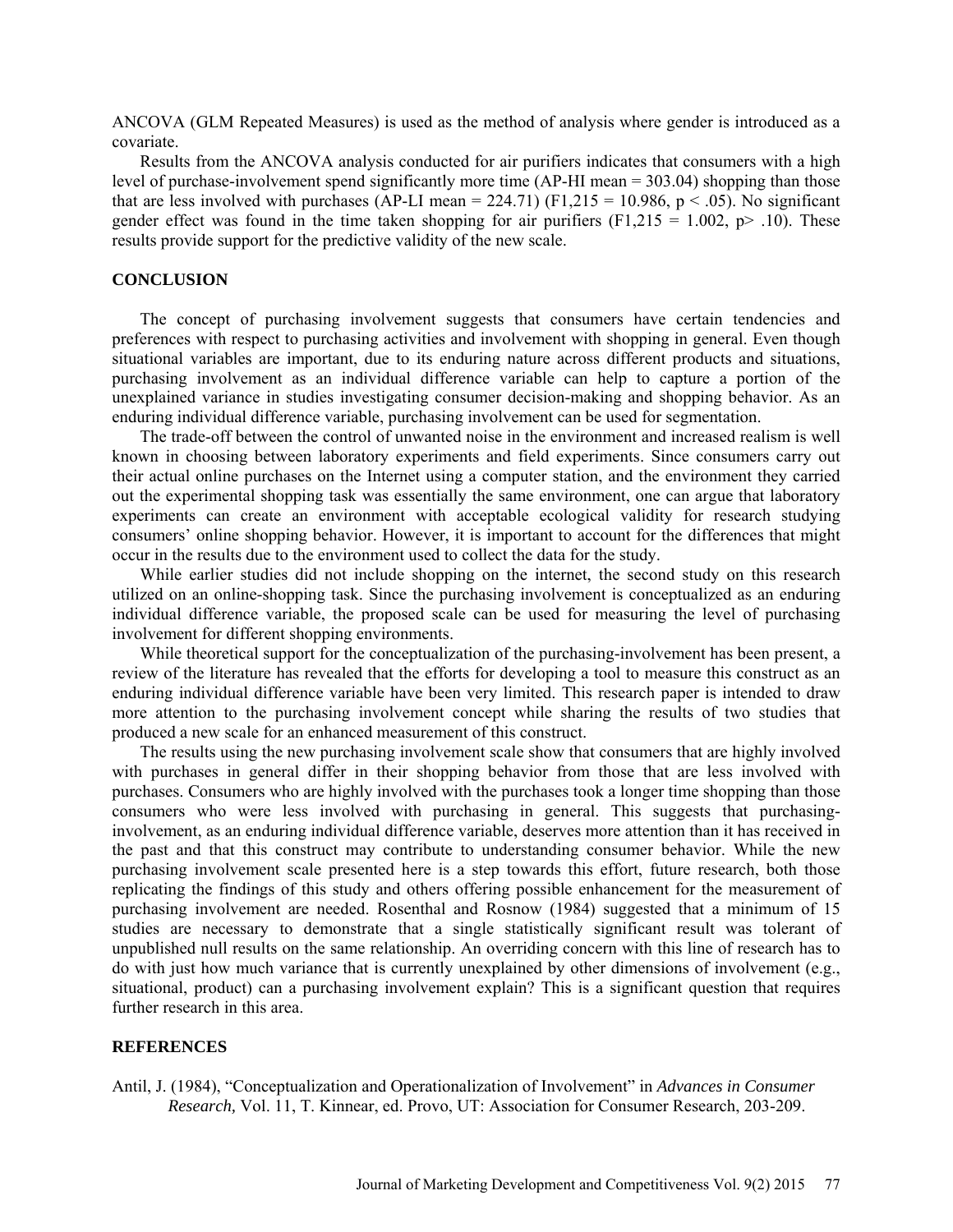ANCOVA (GLM Repeated Measures) is used as the method of analysis where gender is introduced as a covariate.

Results from the ANCOVA analysis conducted for air purifiers indicates that consumers with a high level of purchase-involvement spend significantly more time (AP-HI mean = 303.04) shopping than those that are less involved with purchases (AP-LI mean = 224.71) ($F_{1,215} = 10.986$, $p < .05$). No significant gender effect was found in the time taken shopping for air purifiers ($F_{1,215} = 1.002$, $p > .10$). These results provide support for the predictive validity of the new scale.

## CONCLUSION

The concept of purchasing involvement suggests that consumers have certain tendencies and preferences with respect to purchasing activities and involvement with shopping in general. Even though situational variables are important, due to its enduring nature across different products and situations, purchasing involvement as an individual difference variable can help to capture a portion of the unexplained variance in studies investigating consumer decision-making and shopping behavior. As an enduring individual difference variable, purchasing involvement can be used for segmentation.

The trade-off between the control of unwanted noise in the environment and increased realism is well known in choosing between laboratory experiments and field experiments. Since consumers carry out their actual online purchases on the Internet using a computer station, and the environment they carried out the experimental shopping task was essentially the same environment, one can argue that laboratory experiments can create an environment with acceptable ecological validity for research studying consumers' online shopping behavior. However, it is important to account for the differences that might occur in the results due to the environment used to collect the data for the study.

While earlier studies did not include shopping on the internet, the second study on this research utilized on an online-shopping task. Since the purchasing involvement is conceptualized as an enduring individual difference variable, the proposed scale can be used for measuring the level of purchasing involvement for different shopping environments.

While theoretical support for the conceptualization of the purchasing-involvement has been present, a review of the literature has revealed that the efforts for developing a tool to measure this construct as an enduring individual difference variable have been very limited. This research paper is intended to draw more attention to the purchasing involvement concept while sharing the results of two studies that produced a new scale for an enhanced measurement of this construct.

The results using the new purchasing involvement scale show that consumers that are highly involved with purchases in general differ in their shopping behavior from those that are less involved with purchases. Consumers who are highly involved with the purchases took a longer time shopping than those consumers who were less involved with purchasing in general. This suggests that purchasing-involvement, as an enduring individual difference variable, deserves more attention than it has received in the past and that this construct may contribute to understanding consumer behavior. While the new purchasing involvement scale presented here is a step towards this effort, future research, both those replicating the findings of this study and others offering possible enhancement for the measurement of purchasing involvement are needed. Rosenthal and Rosnow (1984) suggested that a minimum of 15 studies are necessary to demonstrate that a single statistically significant result was tolerant of unpublished null results on the same relationship. An overriding concern with this line of research has to do with just how much variance that is currently unexplained by other dimensions of involvement (e.g., situational, product) can a purchasing involvement explain? This is a significant question that requires further research in this area.

## REFERENCES

Antil, J. (1984), "Conceptualization and Operationalization of Involvement" in *Advances in Consumer Research,* Vol. 11, T. Kinnear, ed. Provo, UT: Association for Consumer Research, 203-209.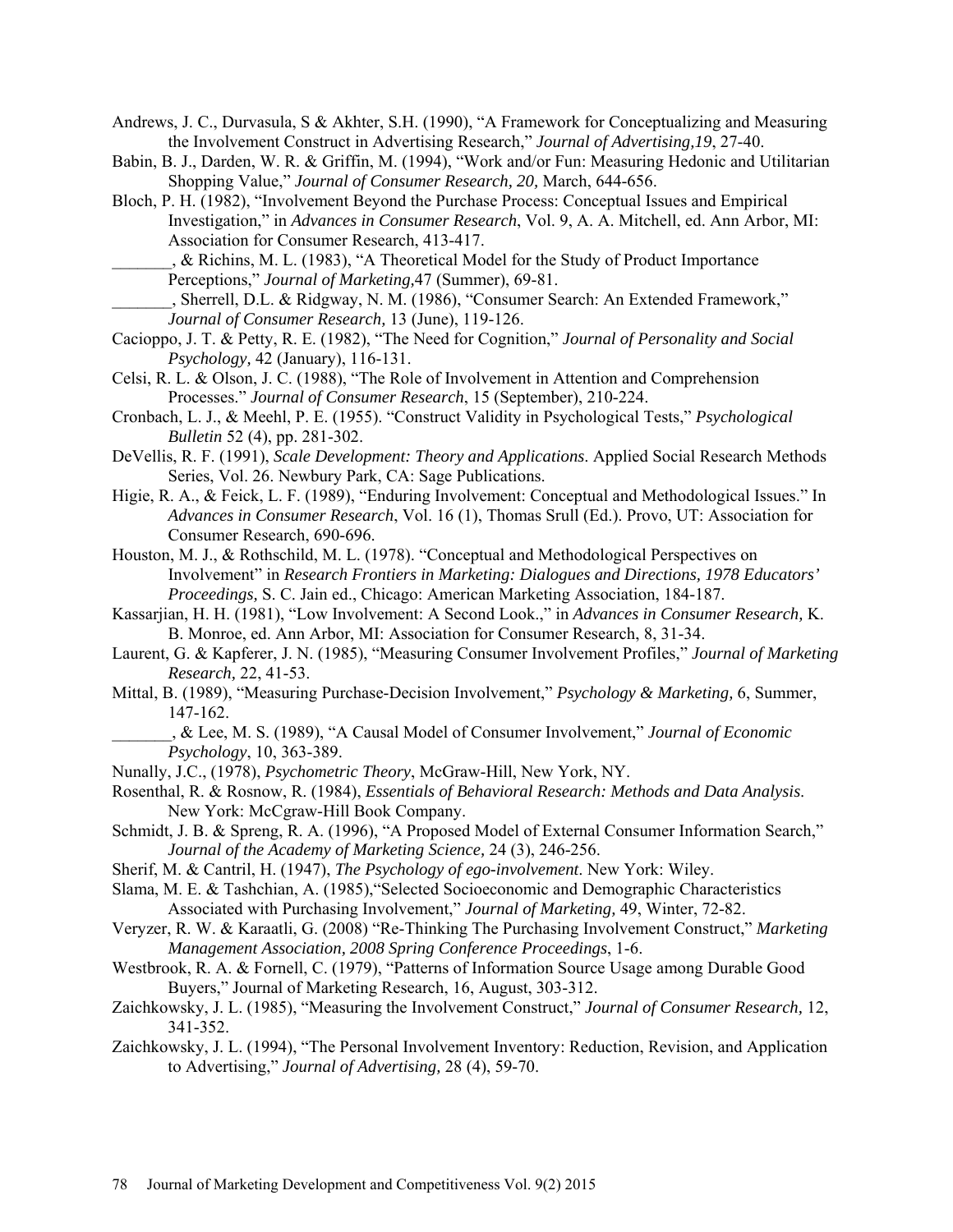Andrews, J. C., Durvasula, S & Akhter, S.H. (1990), "A Framework for Conceptualizing and Measuring the Involvement Construct in Advertising Research," *Journal of Advertising,19*, 27-40.

Babin, B. J., Darden, W. R. & Griffin, M. (1994), "Work and/or Fun: Measuring Hedonic and Utilitarian Shopping Value," *Journal of Consumer Research, 20,* March, 644-656.

Bloch, P. H. (1982), "Involvement Beyond the Purchase Process: Conceptual Issues and Empirical Investigation," in *Advances in Consumer Research*, Vol. 9, A. A. Mitchell, ed. Ann Arbor, MI: Association for Consumer Research, 413-417.

_______, & Richins, M. L. (1983), "A Theoretical Model for the Study of Product Importance Perceptions," *Journal of Marketing,*47 (Summer), 69-81.

_______, Sherrell, D.L. & Ridgway, N. M. (1986), "Consumer Search: An Extended Framework," *Journal of Consumer Research,* 13 (June), 119-126.

Cacioppo, J. T. & Petty, R. E. (1982), "The Need for Cognition," *Journal of Personality and Social Psychology,* 42 (January), 116-131.

Celsi, R. L. & Olson, J. C. (1988), "The Role of Involvement in Attention and Comprehension Processes." *Journal of Consumer Research*, 15 (September), 210-224.

Cronbach, L. J., & Meehl, P. E. (1955). "Construct Validity in Psychological Tests," *Psychological Bulletin* 52 (4), pp. 281-302.

DeVellis, R. F. (1991), *Scale Development: Theory and Applications*. Applied Social Research Methods Series, Vol. 26. Newbury Park, CA: Sage Publications.

Higie, R. A., & Feick, L. F. (1989), "Enduring Involvement: Conceptual and Methodological Issues." In *Advances in Consumer Research*, Vol. 16 (1), Thomas Srull (Ed.). Provo, UT: Association for Consumer Research, 690-696.

Houston, M. J., & Rothschild, M. L. (1978). "Conceptual and Methodological Perspectives on Involvement" in *Research Frontiers in Marketing: Dialogues and Directions, 1978 Educators' Proceedings,* S. C. Jain ed., Chicago: American Marketing Association, 184-187.

Kassarjian, H. H. (1981), "Low Involvement: A Second Look.," in *Advances in Consumer Research,* K. B. Monroe, ed. Ann Arbor, MI: Association for Consumer Research, 8, 31-34.

Laurent, G. & Kapferer, J. N. (1985), "Measuring Consumer Involvement Profiles," *Journal of Marketing Research,* 22, 41-53.

Mittal, B. (1989), "Measuring Purchase-Decision Involvement," *Psychology & Marketing,* 6, Summer, 147-162.

_______, & Lee, M. S. (1989), "A Causal Model of Consumer Involvement," *Journal of Economic Psychology*, 10, 363-389.

Nunally, J.C., (1978), *Psychometric Theory*, McGraw-Hill, New York, NY.

Rosenthal, R. & Rosnow, R. (1984), *Essentials of Behavioral Research: Methods and Data Analysis*. New York: McCgraw-Hill Book Company.

Schmidt, J. B. & Spreng, R. A. (1996), "A Proposed Model of External Consumer Information Search," *Journal of the Academy of Marketing Science,* 24 (3), 246-256.

Sherif, M. & Cantril, H. (1947), *The Psychology of ego-involvement*. New York: Wiley.

Slama, M. E. & Tashchian, A. (1985),"Selected Socioeconomic and Demographic Characteristics Associated with Purchasing Involvement," *Journal of Marketing,* 49, Winter, 72-82.

Veryzer, R. W. & Karaatli, G. (2008) "Re-Thinking The Purchasing Involvement Construct," *Marketing Management Association, 2008 Spring Conference Proceedings*, 1-6.

Westbrook, R. A. & Fornell, C. (1979), "Patterns of Information Source Usage among Durable Good Buyers," Journal of Marketing Research, 16, August, 303-312.

Zaichkowsky, J. L. (1985), "Measuring the Involvement Construct," *Journal of Consumer Research,* 12, 341-352.

Zaichkowsky, J. L. (1994), "The Personal Involvement Inventory: Reduction, Revision, and Application to Advertising," *Journal of Advertising,* 28 (4), 59-70.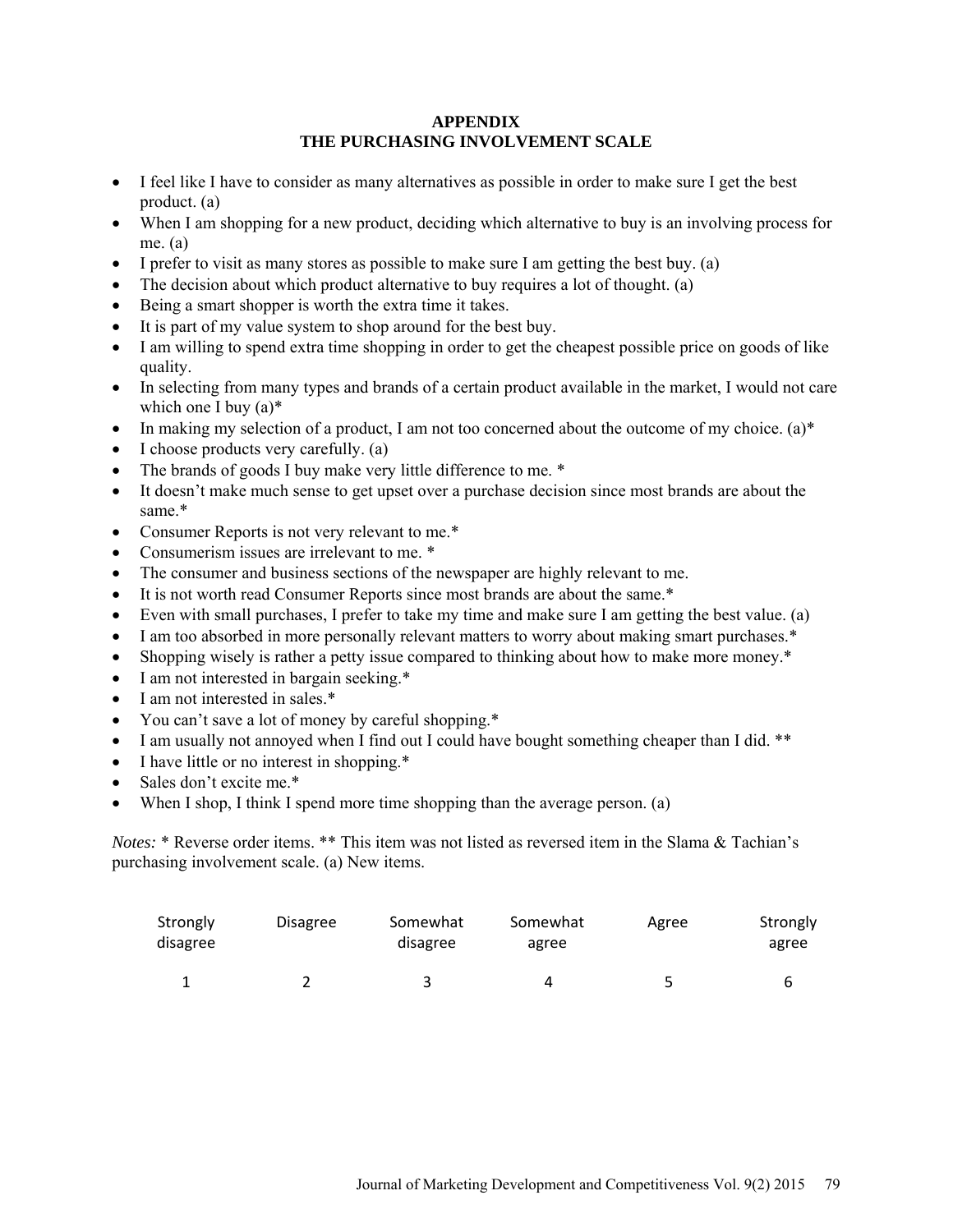# APPENDIX
# THE PURCHASING INVOLVEMENT SCALE

- I feel like I have to consider as many alternatives as possible in order to make sure I get the best product. (a)
- When I am shopping for a new product, deciding which alternative to buy is an involving process for me. (a)
- I prefer to visit as many stores as possible to make sure I am getting the best buy. (a)
- The decision about which product alternative to buy requires a lot of thought. (a)
- Being a smart shopper is worth the extra time it takes.
- It is part of my value system to shop around for the best buy.
- I am willing to spend extra time shopping in order to get the cheapest possible price on goods of like quality.
- In selecting from many types and brands of a certain product available in the market, I would not care which one I buy (a)*
- In making my selection of a product, I am not too concerned about the outcome of my choice. (a)*
- I choose products very carefully. (a)
- The brands of goods I buy make very little difference to me. *
- It doesn't make much sense to get upset over a purchase decision since most brands are about the same.*
- Consumer Reports is not very relevant to me.*
- Consumerism issues are irrelevant to me. *
- The consumer and business sections of the newspaper are highly relevant to me.
- It is not worth read Consumer Reports since most brands are about the same.*
- Even with small purchases, I prefer to take my time and make sure I am getting the best value. (a)
- I am too absorbed in more personally relevant matters to worry about making smart purchases.*
- Shopping wisely is rather a petty issue compared to thinking about how to make more money.*
- I am not interested in bargain seeking.*
- I am not interested in sales.*
- You can't save a lot of money by careful shopping.*
- I am usually not annoyed when I find out I could have bought something cheaper than I did. **
- I have little or no interest in shopping.*
- Sales don't excite me.*
- When I shop, I think I spend more time shopping than the average person. (a)

*Notes:* * Reverse order items. ** This item was not listed as reversed item in the Slama & Tachian's purchasing involvement scale. (a) New items.

| Strongly disagree | Disagree | Somewhat disagree | Somewhat agree | Agree | Strongly agree |
|---|---|---|---|---|---|
| 1 | 2 | 3 | 4 | 5 | 6 |